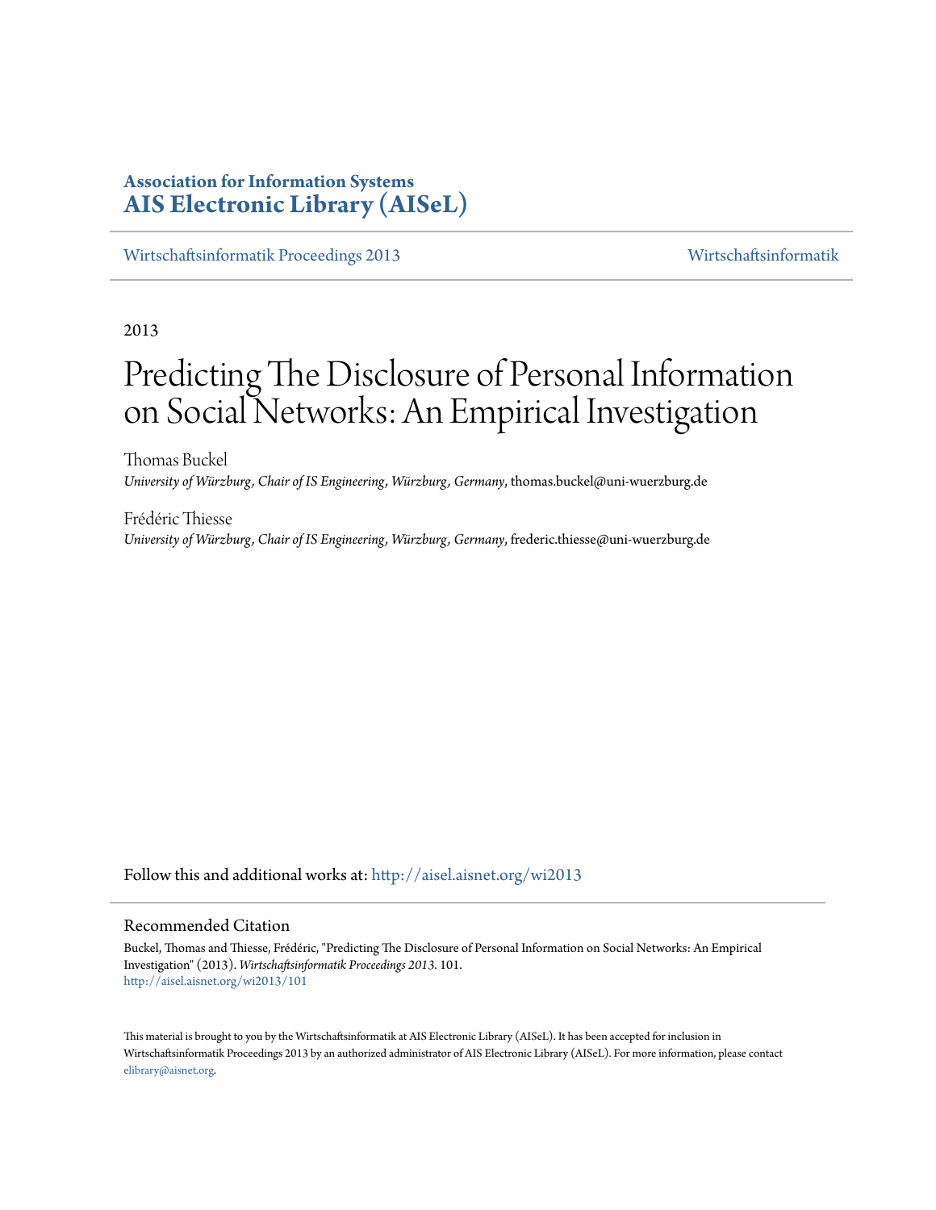**Association for Information Systems**
**AIS Electronic Library (AISeL)**

Wirtschaftsinformatik Proceedings 2013 | Wirtschaftsinformatik

2013

# Predicting The Disclosure of Personal Information on Social Networks: An Empirical Investigation

Thomas Buckel
*University of Würzburg, Chair of IS Engineering, Würzburg, Germany*, thomas.buckel@uni-wuerzburg.de

Frédéric Thiesse
*University of Würzburg, Chair of IS Engineering, Würzburg, Germany*, frederic.thiesse@uni-wuerzburg.de

Follow this and additional works at: http://aisel.aisnet.org/wi2013

## Recommended Citation

Buckel, Thomas and Thiesse, Frédéric, "Predicting The Disclosure of Personal Information on Social Networks: An Empirical Investigation" (2013). *Wirtschaftsinformatik Proceedings 2013*. 101.
http://aisel.aisnet.org/wi2013/101

This material is brought to you by the Wirtschaftsinformatik at AIS Electronic Library (AISeL). It has been accepted for inclusion in Wirtschaftsinformatik Proceedings 2013 by an authorized administrator of AIS Electronic Library (AISeL). For more information, please contact elibrary@aisnet.org.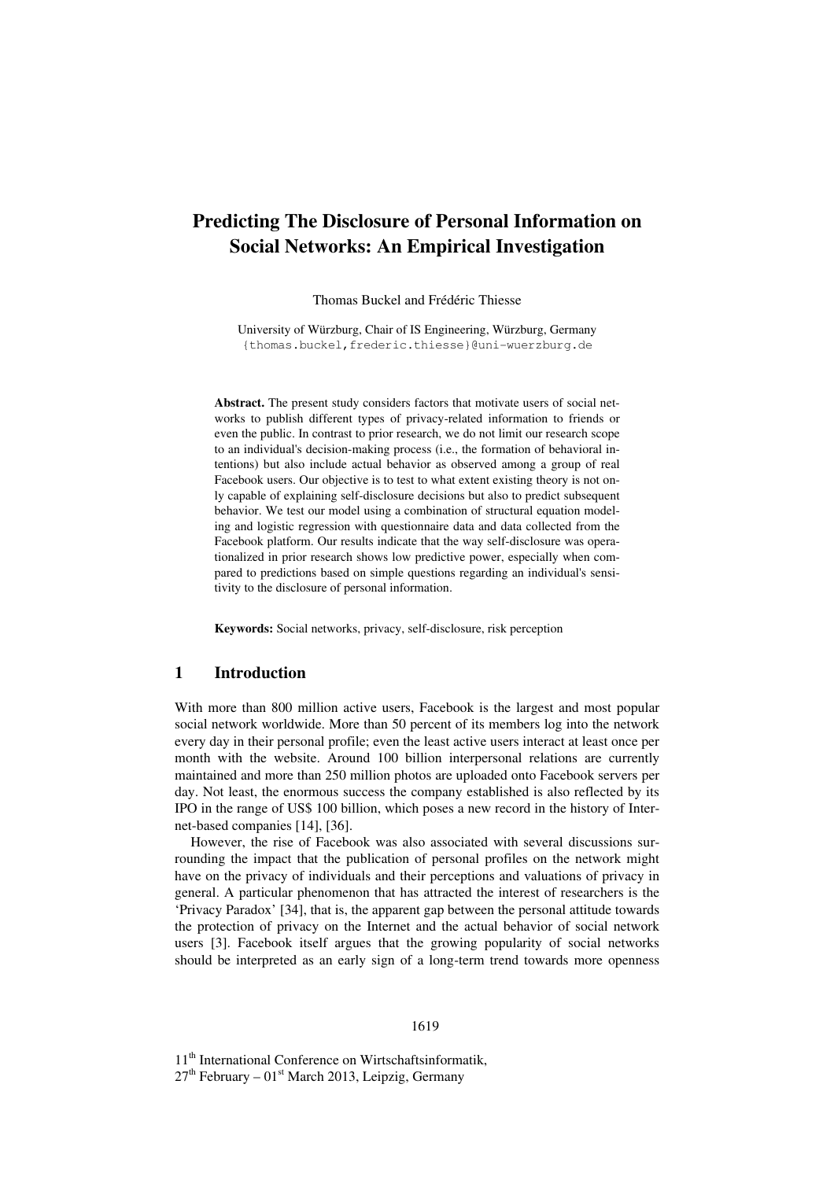# Predicting The Disclosure of Personal Information on Social Networks: An Empirical Investigation

Thomas Buckel and Frédéric Thiesse

University of Würzburg, Chair of IS Engineering, Würzburg, Germany
{thomas.buckel,frederic.thiesse}@uni-wuerzburg.de

**Abstract.** The present study considers factors that motivate users of social networks to publish different types of privacy-related information to friends or even the public. In contrast to prior research, we do not limit our research scope to an individual's decision-making process (i.e., the formation of behavioral intentions) but also include actual behavior as observed among a group of real Facebook users. Our objective is to test to what extent existing theory is not only capable of explaining self-disclosure decisions but also to predict subsequent behavior. We test our model using a combination of structural equation modeling and logistic regression with questionnaire data and data collected from the Facebook platform. Our results indicate that the way self-disclosure was operationalized in prior research shows low predictive power, especially when compared to predictions based on simple questions regarding an individual's sensitivity to the disclosure of personal information.

**Keywords:** Social networks, privacy, self-disclosure, risk perception

## 1 Introduction

With more than 800 million active users, Facebook is the largest and most popular social network worldwide. More than 50 percent of its members log into the network every day in their personal profile; even the least active users interact at least once per month with the website. Around 100 billion interpersonal relations are currently maintained and more than 250 million photos are uploaded onto Facebook servers per day. Not least, the enormous success the company established is also reflected by its IPO in the range of US$ 100 billion, which poses a new record in the history of Internet-based companies [14], [36].

However, the rise of Facebook was also associated with several discussions surrounding the impact that the publication of personal profiles on the network might have on the privacy of individuals and their perceptions and valuations of privacy in general. A particular phenomenon that has attracted the interest of researchers is the 'Privacy Paradox' [34], that is, the apparent gap between the personal attitude towards the protection of privacy on the Internet and the actual behavior of social network users [3]. Facebook itself argues that the growing popularity of social networks should be interpreted as an early sign of a long-term trend towards more openness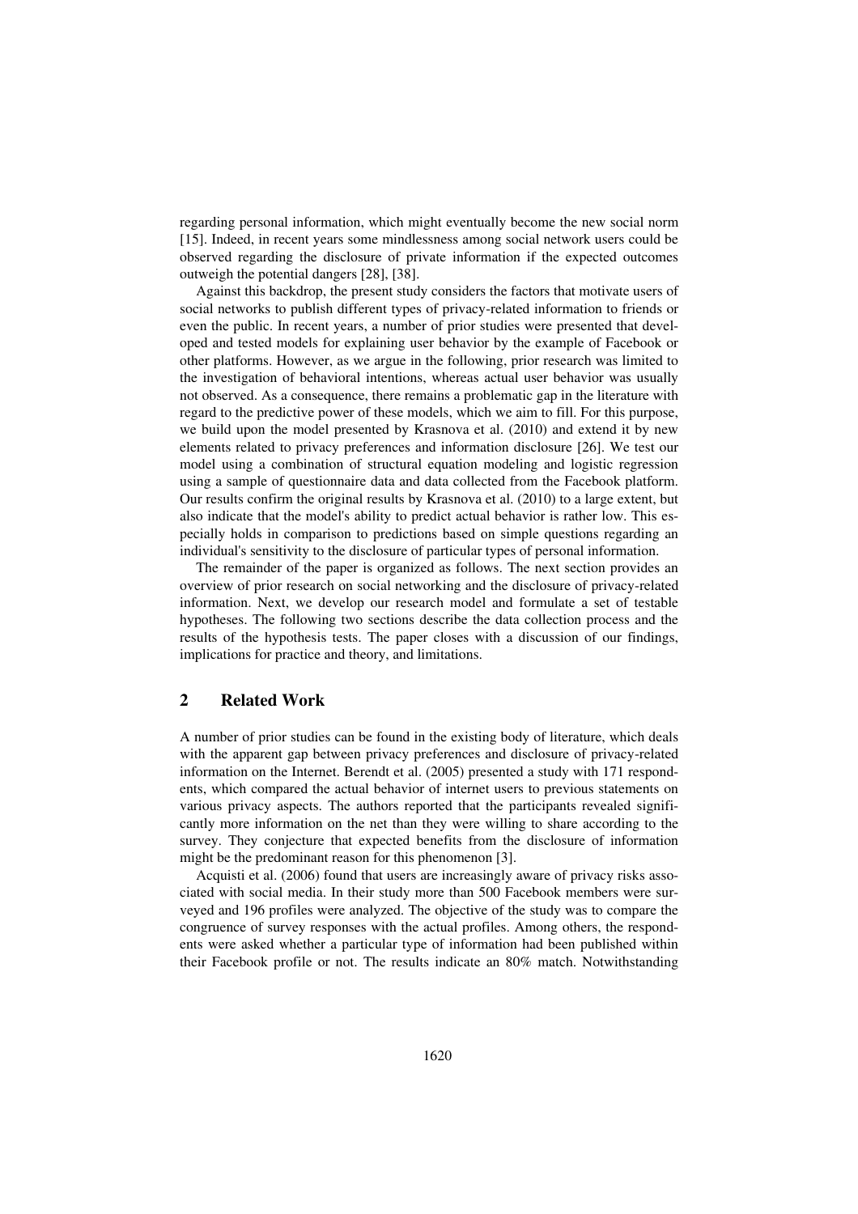regarding personal information, which might eventually become the new social norm [15]. Indeed, in recent years some mindlessness among social network users could be observed regarding the disclosure of private information if the expected outcomes outweigh the potential dangers [28], [38].

Against this backdrop, the present study considers the factors that motivate users of social networks to publish different types of privacy-related information to friends or even the public. In recent years, a number of prior studies were presented that developed and tested models for explaining user behavior by the example of Facebook or other platforms. However, as we argue in the following, prior research was limited to the investigation of behavioral intentions, whereas actual user behavior was usually not observed. As a consequence, there remains a problematic gap in the literature with regard to the predictive power of these models, which we aim to fill. For this purpose, we build upon the model presented by Krasnova et al. (2010) and extend it by new elements related to privacy preferences and information disclosure [26]. We test our model using a combination of structural equation modeling and logistic regression using a sample of questionnaire data and data collected from the Facebook platform. Our results confirm the original results by Krasnova et al. (2010) to a large extent, but also indicate that the model's ability to predict actual behavior is rather low. This especially holds in comparison to predictions based on simple questions regarding an individual's sensitivity to the disclosure of particular types of personal information.

The remainder of the paper is organized as follows. The next section provides an overview of prior research on social networking and the disclosure of privacy-related information. Next, we develop our research model and formulate a set of testable hypotheses. The following two sections describe the data collection process and the results of the hypothesis tests. The paper closes with a discussion of our findings, implications for practice and theory, and limitations.

## 2 Related Work

A number of prior studies can be found in the existing body of literature, which deals with the apparent gap between privacy preferences and disclosure of privacy-related information on the Internet. Berendt et al. (2005) presented a study with 171 respondents, which compared the actual behavior of internet users to previous statements on various privacy aspects. The authors reported that the participants revealed significantly more information on the net than they were willing to share according to the survey. They conjecture that expected benefits from the disclosure of information might be the predominant reason for this phenomenon [3].

Acquisti et al. (2006) found that users are increasingly aware of privacy risks associated with social media. In their study more than 500 Facebook members were surveyed and 196 profiles were analyzed. The objective of the study was to compare the congruence of survey responses with the actual profiles. Among others, the respondents were asked whether a particular type of information had been published within their Facebook profile or not. The results indicate an 80% match. Notwithstanding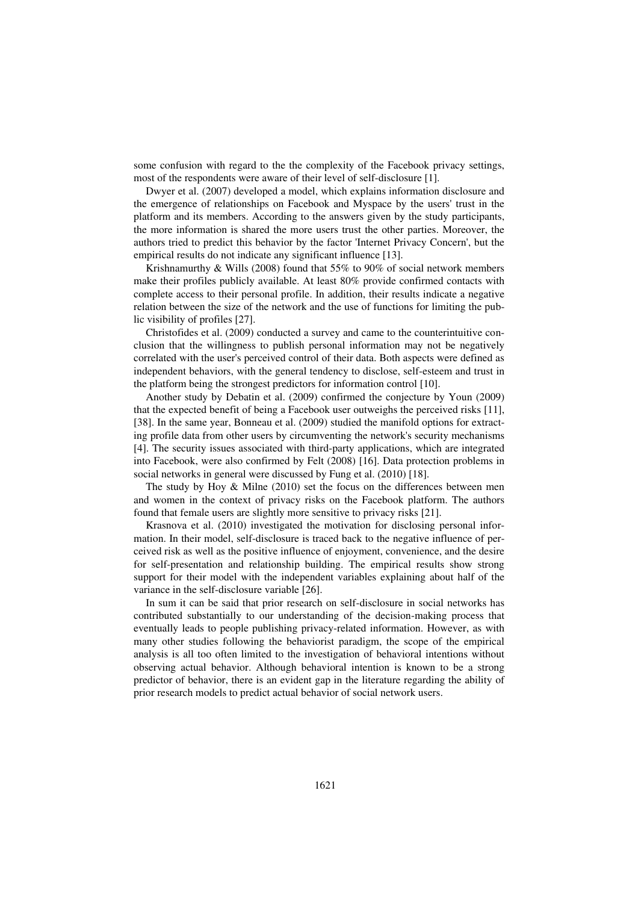some confusion with regard to the the complexity of the Facebook privacy settings, most of the respondents were aware of their level of self-disclosure [1].

Dwyer et al. (2007) developed a model, which explains information disclosure and the emergence of relationships on Facebook and Myspace by the users' trust in the platform and its members. According to the answers given by the study participants, the more information is shared the more users trust the other parties. Moreover, the authors tried to predict this behavior by the factor 'Internet Privacy Concern', but the empirical results do not indicate any significant influence [13].

Krishnamurthy & Wills (2008) found that 55% to 90% of social network members make their profiles publicly available. At least 80% provide confirmed contacts with complete access to their personal profile. In addition, their results indicate a negative relation between the size of the network and the use of functions for limiting the public visibility of profiles [27].

Christofides et al. (2009) conducted a survey and came to the counterintuitive conclusion that the willingness to publish personal information may not be negatively correlated with the user's perceived control of their data. Both aspects were defined as independent behaviors, with the general tendency to disclose, self-esteem and trust in the platform being the strongest predictors for information control [10].

Another study by Debatin et al. (2009) confirmed the conjecture by Youn (2009) that the expected benefit of being a Facebook user outweighs the perceived risks [11], [38]. In the same year, Bonneau et al. (2009) studied the manifold options for extracting profile data from other users by circumventing the network's security mechanisms [4]. The security issues associated with third-party applications, which are integrated into Facebook, were also confirmed by Felt (2008) [16]. Data protection problems in social networks in general were discussed by Fung et al. (2010) [18].

The study by Hoy & Milne (2010) set the focus on the differences between men and women in the context of privacy risks on the Facebook platform. The authors found that female users are slightly more sensitive to privacy risks [21].

Krasnova et al. (2010) investigated the motivation for disclosing personal information. In their model, self-disclosure is traced back to the negative influence of perceived risk as well as the positive influence of enjoyment, convenience, and the desire for self-presentation and relationship building. The empirical results show strong support for their model with the independent variables explaining about half of the variance in the self-disclosure variable [26].

In sum it can be said that prior research on self-disclosure in social networks has contributed substantially to our understanding of the decision-making process that eventually leads to people publishing privacy-related information. However, as with many other studies following the behaviorist paradigm, the scope of the empirical analysis is all too often limited to the investigation of behavioral intentions without observing actual behavior. Although behavioral intention is known to be a strong predictor of behavior, there is an evident gap in the literature regarding the ability of prior research models to predict actual behavior of social network users.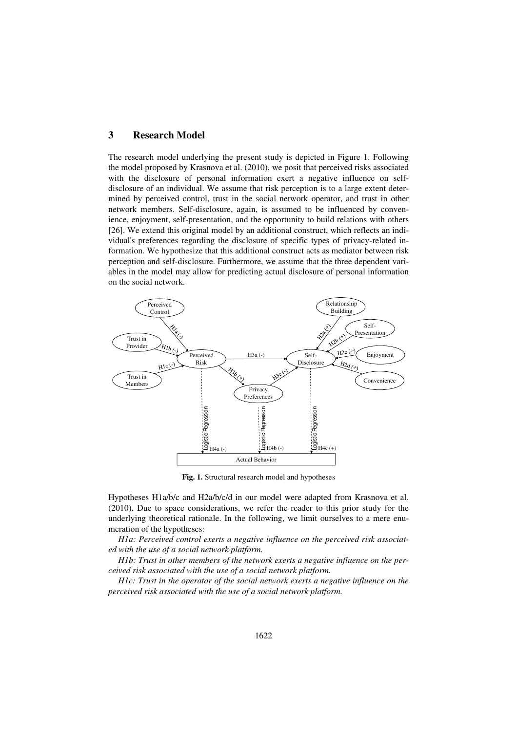## 3 Research Model

The research model underlying the present study is depicted in Figure 1. Following the model proposed by Krasnova et al. (2010), we posit that perceived risks associated with the disclosure of personal information exert a negative influence on self-disclosure of an individual. We assume that risk perception is to a large extent determined by perceived control, trust in the social network operator, and trust in other network members. Self-disclosure, again, is assumed to be influenced by convenience, enjoyment, self-presentation, and the opportunity to build relations with others [26]. We extend this original model by an additional construct, which reflects an individual's preferences regarding the disclosure of specific types of privacy-related information. We hypothesize that this additional construct acts as mediator between risk perception and self-disclosure. Furthermore, we assume that the three dependent variables in the model may allow for predicting actual disclosure of personal information on the social network.

**Fig. 1.** Structural research model and hypotheses

Hypotheses H1a/b/c and H2a/b/c/d in our model were adapted from Krasnova et al. (2010). Due to space considerations, we refer the reader to this prior study for the underlying theoretical rationale. In the following, we limit ourselves to a mere enumeration of the hypotheses:

*H1a: Perceived control exerts a negative influence on the perceived risk associated with the use of a social network platform.*

*H1b: Trust in other members of the network exerts a negative influence on the perceived risk associated with the use of a social network platform.*

*H1c: Trust in the operator of the social network exerts a negative influence on the perceived risk associated with the use of a social network platform.*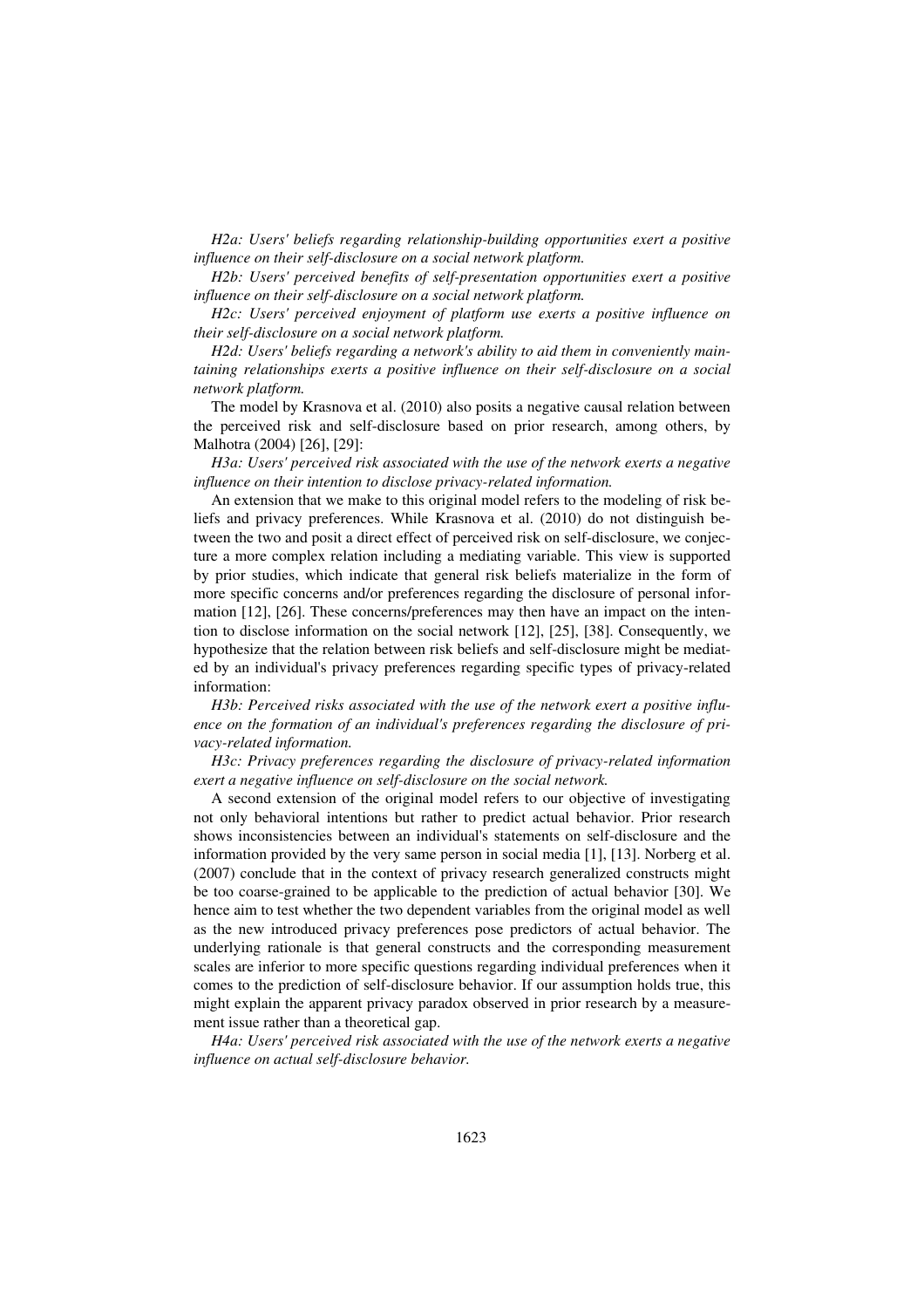*H2a: Users' beliefs regarding relationship-building opportunities exert a positive influence on their self-disclosure on a social network platform.*

*H2b: Users' perceived benefits of self-presentation opportunities exert a positive influence on their self-disclosure on a social network platform.*

*H2c: Users' perceived enjoyment of platform use exerts a positive influence on their self-disclosure on a social network platform.*

*H2d: Users' beliefs regarding a network's ability to aid them in conveniently maintaining relationships exerts a positive influence on their self-disclosure on a social network platform.*

The model by Krasnova et al. (2010) also posits a negative causal relation between the perceived risk and self-disclosure based on prior research, among others, by Malhotra (2004) [26], [29]:

*H3a: Users' perceived risk associated with the use of the network exerts a negative influence on their intention to disclose privacy-related information.*

An extension that we make to this original model refers to the modeling of risk beliefs and privacy preferences. While Krasnova et al. (2010) do not distinguish between the two and posit a direct effect of perceived risk on self-disclosure, we conjecture a more complex relation including a mediating variable. This view is supported by prior studies, which indicate that general risk beliefs materialize in the form of more specific concerns and/or preferences regarding the disclosure of personal information [12], [26]. These concerns/preferences may then have an impact on the intention to disclose information on the social network [12], [25], [38]. Consequently, we hypothesize that the relation between risk beliefs and self-disclosure might be mediated by an individual's privacy preferences regarding specific types of privacy-related information:

*H3b: Perceived risks associated with the use of the network exert a positive influence on the formation of an individual's preferences regarding the disclosure of privacy-related information.*

*H3c: Privacy preferences regarding the disclosure of privacy-related information exert a negative influence on self-disclosure on the social network.*

A second extension of the original model refers to our objective of investigating not only behavioral intentions but rather to predict actual behavior. Prior research shows inconsistencies between an individual's statements on self-disclosure and the information provided by the very same person in social media [1], [13]. Norberg et al. (2007) conclude that in the context of privacy research generalized constructs might be too coarse-grained to be applicable to the prediction of actual behavior [30]. We hence aim to test whether the two dependent variables from the original model as well as the new introduced privacy preferences pose predictors of actual behavior. The underlying rationale is that general constructs and the corresponding measurement scales are inferior to more specific questions regarding individual preferences when it comes to the prediction of self-disclosure behavior. If our assumption holds true, this might explain the apparent privacy paradox observed in prior research by a measurement issue rather than a theoretical gap.

*H4a: Users' perceived risk associated with the use of the network exerts a negative influence on actual self-disclosure behavior.*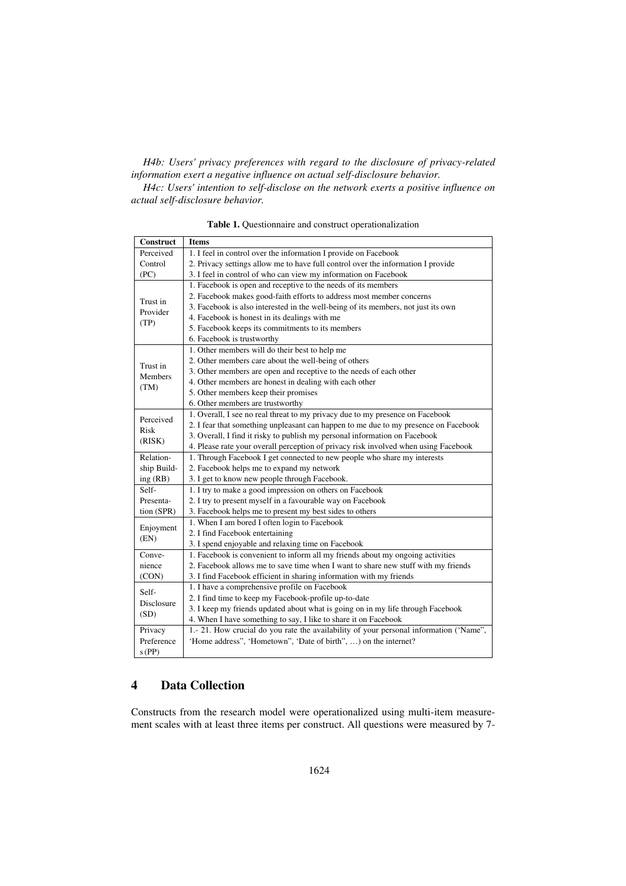*H4b: Users' privacy preferences with regard to the disclosure of privacy-related information exert a negative influence on actual self-disclosure behavior.*

*H4c: Users' intention to self-disclose on the network exerts a positive influence on actual self-disclosure behavior.*

**Table 1.** Questionnaire and construct operationalization

| Construct | Items |
|---|---|
| Perceived Control (PC) | 1. I feel in control over the information I provide on Facebook<br>2. Privacy settings allow me to have full control over the information I provide<br>3. I feel in control of who can view my information on Facebook |
| Trust in Provider (TP) | 1. Facebook is open and receptive to the needs of its members<br>2. Facebook makes good-faith efforts to address most member concerns<br>3. Facebook is also interested in the well-being of its members, not just its own<br>4. Facebook is honest in its dealings with me<br>5. Facebook keeps its commitments to its members<br>6. Facebook is trustworthy |
| Trust in Members (TM) | 1. Other members will do their best to help me<br>2. Other members care about the well-being of others<br>3. Other members are open and receptive to the needs of each other<br>4. Other members are honest in dealing with each other<br>5. Other members keep their promises<br>6. Other members are trustworthy |
| Perceived Risk (RISK) | 1. Overall, I see no real threat to my privacy due to my presence on Facebook<br>2. I fear that something unpleasant can happen to me due to my presence on Facebook<br>3. Overall, I find it risky to publish my personal information on Facebook<br>4. Please rate your overall perception of privacy risk involved when using Facebook |
| Relationship Building (RB) | 1. Through Facebook I get connected to new people who share my interests<br>2. Facebook helps me to expand my network<br>3. I get to know new people through Facebook. |
| Self-Presentation (SPR) | 1. I try to make a good impression on others on Facebook<br>2. I try to present myself in a favourable way on Facebook<br>3. Facebook helps me to present my best sides to others |
| Enjoyment (EN) | 1. When I am bored I often login to Facebook<br>2. I find Facebook entertaining<br>3. I spend enjoyable and relaxing time on Facebook |
| Convenience (CON) | 1. Facebook is convenient to inform all my friends about my ongoing activities<br>2. Facebook allows me to save time when I want to share new stuff with my friends<br>3. I find Facebook efficient in sharing information with my friends |
| Self-Disclosure (SD) | 1. I have a comprehensive profile on Facebook<br>2. I find time to keep my Facebook-profile up-to-date<br>3. I keep my friends updated about what is going on in my life through Facebook<br>4. When I have something to say, I like to share it on Facebook |
| Privacy Preferences (PP) | 1.- 21. How crucial do you rate the availability of your personal information ('Name", 'Home address", 'Hometown", 'Date of birth", …) on the internet? |

## 4 Data Collection

Constructs from the research model were operationalized using multi-item measurement scales with at least three items per construct. All questions were measured by 7-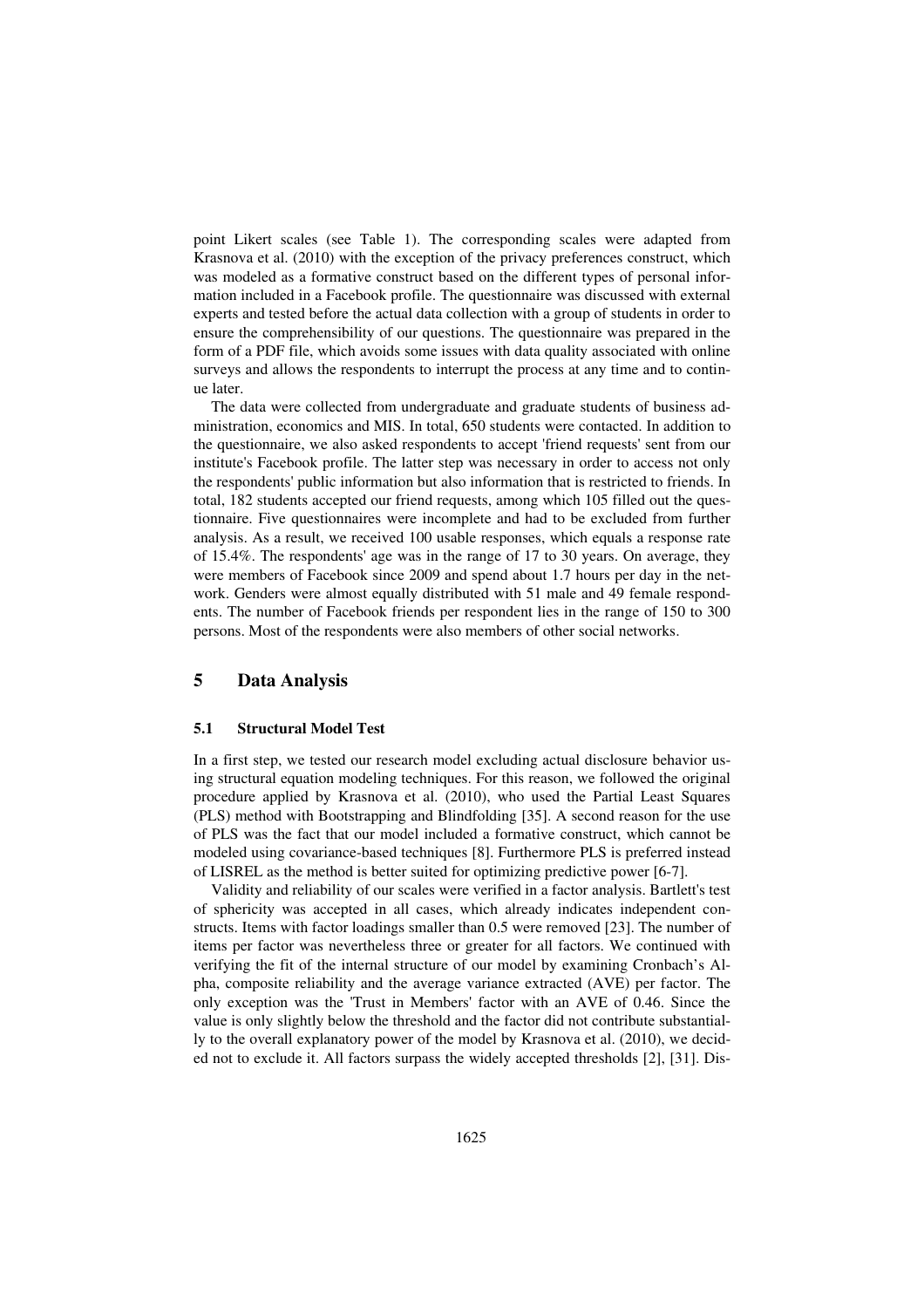point Likert scales (see Table 1). The corresponding scales were adapted from Krasnova et al. (2010) with the exception of the privacy preferences construct, which was modeled as a formative construct based on the different types of personal information included in a Facebook profile. The questionnaire was discussed with external experts and tested before the actual data collection with a group of students in order to ensure the comprehensibility of our questions. The questionnaire was prepared in the form of a PDF file, which avoids some issues with data quality associated with online surveys and allows the respondents to interrupt the process at any time and to continue later.

The data were collected from undergraduate and graduate students of business administration, economics and MIS. In total, 650 students were contacted. In addition to the questionnaire, we also asked respondents to accept 'friend requests' sent from our institute's Facebook profile. The latter step was necessary in order to access not only the respondents' public information but also information that is restricted to friends. In total, 182 students accepted our friend requests, among which 105 filled out the questionnaire. Five questionnaires were incomplete and had to be excluded from further analysis. As a result, we received 100 usable responses, which equals a response rate of 15.4%. The respondents' age was in the range of 17 to 30 years. On average, they were members of Facebook since 2009 and spend about 1.7 hours per day in the network. Genders were almost equally distributed with 51 male and 49 female respondents. The number of Facebook friends per respondent lies in the range of 150 to 300 persons. Most of the respondents were also members of other social networks.

# 5 Data Analysis

## 5.1 Structural Model Test

In a first step, we tested our research model excluding actual disclosure behavior using structural equation modeling techniques. For this reason, we followed the original procedure applied by Krasnova et al. (2010), who used the Partial Least Squares (PLS) method with Bootstrapping and Blindfolding [35]. A second reason for the use of PLS was the fact that our model included a formative construct, which cannot be modeled using covariance-based techniques [8]. Furthermore PLS is preferred instead of LISREL as the method is better suited for optimizing predictive power [6-7].

Validity and reliability of our scales were verified in a factor analysis. Bartlett's test of sphericity was accepted in all cases, which already indicates independent constructs. Items with factor loadings smaller than 0.5 were removed [23]. The number of items per factor was nevertheless three or greater for all factors. We continued with verifying the fit of the internal structure of our model by examining Cronbach's Alpha, composite reliability and the average variance extracted (AVE) per factor. The only exception was the 'Trust in Members' factor with an AVE of 0.46. Since the value is only slightly below the threshold and the factor did not contribute substantially to the overall explanatory power of the model by Krasnova et al. (2010), we decided not to exclude it. All factors surpass the widely accepted thresholds [2], [31]. Dis-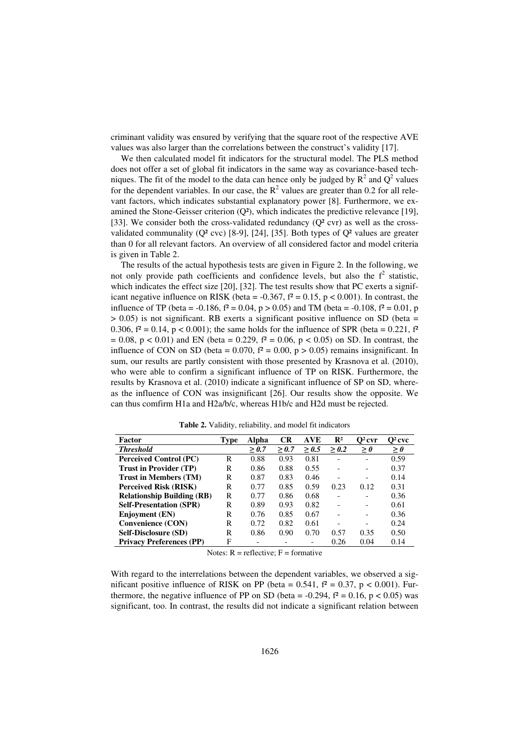criminant validity was ensured by verifying that the square root of the respective AVE values was also larger than the correlations between the construct's validity [17].

We then calculated model fit indicators for the structural model. The PLS method does not offer a set of global fit indicators in the same way as covariance-based techniques. The fit of the model to the data can hence only be judged by $R^2$ and $Q^2$ values for the dependent variables. In our case, the $R^2$ values are greater than 0.2 for all relevant factors, which indicates substantial explanatory power [8]. Furthermore, we examined the Stone-Geisser criterion ($Q^2$), which indicates the predictive relevance [19], [33]. We consider both the cross-validated redundancy ($Q^2$ cvr) as well as the cross-validated communality ($Q^2$ cvc) [8-9], [24], [35]. Both types of $Q^2$ values are greater than 0 for all relevant factors. An overview of all considered factor and model criteria is given in Table 2.

The results of the actual hypothesis tests are given in Figure 2. In the following, we not only provide path coefficients and confidence levels, but also the $f^2$ statistic, which indicates the effect size [20], [32]. The test results show that PC exerts a significant negative influence on RISK (beta = -0.367, $f^2 = 0.15$, $p < 0.001$). In contrast, the influence of TP (beta = -0.186, $f^2 = 0.04$, $p > 0.05$) and TM (beta = -0.108, $f^2 = 0.01$, $p > 0.05$) is not significant. RB exerts a significant positive influence on SD (beta = 0.306, $f^2 = 0.14$, $p < 0.001$); the same holds for the influence of SPR (beta = 0.221, $f^2 = 0.08$, $p < 0.01$) and EN (beta = 0.229, $f^2 = 0.06$, $p < 0.05$) on SD. In contrast, the influence of CON on SD (beta = 0.070, $f^2 = 0.00$, $p > 0.05$) remains insignificant. In sum, our results are partly consistent with those presented by Krasnova et al. (2010), who were able to confirm a significant influence of TP on RISK. Furthermore, the results by Krasnova et al. (2010) indicate a significant influence of SP on SD, whereas the influence of CON was insignificant [26]. Our results show the opposite. We can thus comfirm H1a and H2a/b/c, whereas H1b/c and H2d must be rejected.

**Table 2.** Validity, reliability, and model fit indicators

| Factor | Type | Alpha | CR | AVE | $R^2$ | $Q^2$ cvr | $Q^2$ cvc |
|---|---|---|---|---|---|---|---|
| ***Threshold*** | | *≥ 0.7* | *≥ 0.7* | *≥ 0.5* | *≥ 0.2* | *≥ 0* | *≥ 0* |
| **Perceived Control (PC)** | R | 0.88 | 0.93 | 0.81 | - | - | 0.59 |
| **Trust in Provider (TP)** | R | 0.86 | 0.88 | 0.55 | - | - | 0.37 |
| **Trust in Members (TM)** | R | 0.87 | 0.83 | 0.46 | - | - | 0.14 |
| **Perceived Risk (RISK)** | R | 0.77 | 0.85 | 0.59 | 0.23 | 0.12 | 0.31 |
| **Relationship Building (RB)** | R | 0.77 | 0.86 | 0.68 | - | - | 0.36 |
| **Self-Presentation (SPR)** | R | 0.89 | 0.93 | 0.82 | - | - | 0.61 |
| **Enjoyment (EN)** | R | 0.76 | 0.85 | 0.67 | - | - | 0.36 |
| **Convenience (CON)** | R | 0.72 | 0.82 | 0.61 | - | - | 0.24 |
| **Self-Disclosure (SD)** | R | 0.86 | 0.90 | 0.70 | 0.57 | 0.35 | 0.50 |
| **Privacy Preferences (PP)** | F | - | - | - | 0.26 | 0.04 | 0.14 |

Notes: R = reflective; F = formative

With regard to the interrelations between the dependent variables, we observed a significant positive influence of RISK on PP (beta = 0.541, $f^2 = 0.37$, $p < 0.001$). Furthermore, the negative influence of PP on SD (beta = -0.294, $f^2 = 0.16$, $p < 0.05$) was significant, too. In contrast, the results did not indicate a significant relation between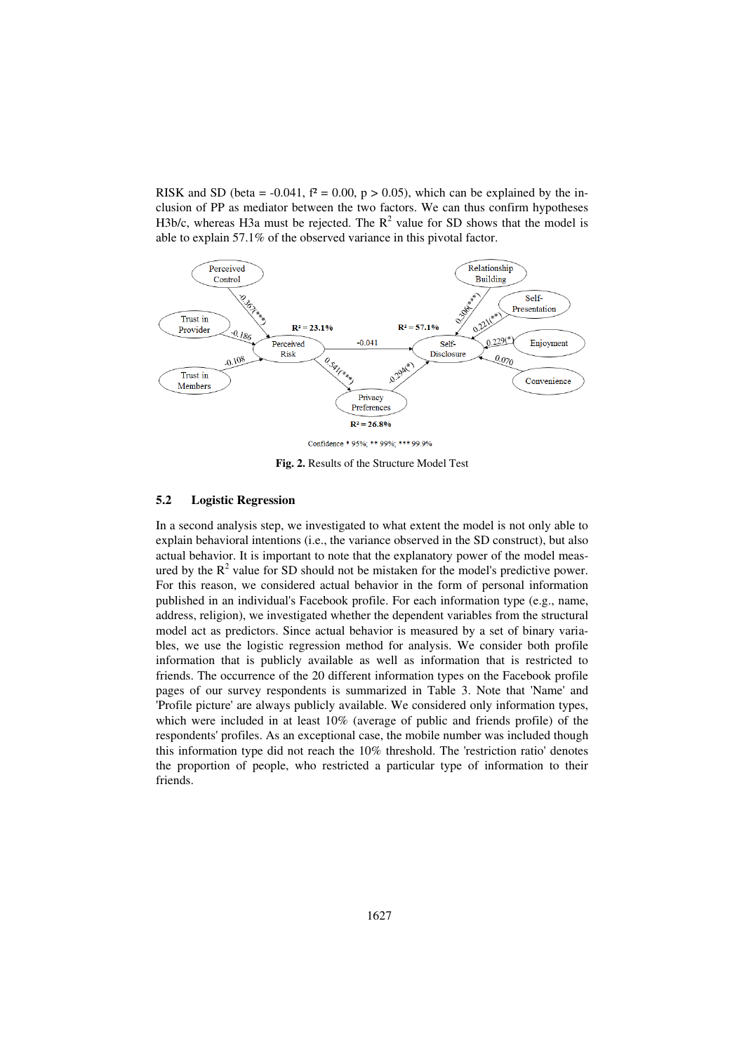RISK and SD (beta = -0.041, $f^2 = 0.00$, $p > 0.05$), which can be explained by the inclusion of PP as mediator between the two factors. We can thus confirm hypotheses H3b/c, whereas H3a must be rejected. The $R^2$ value for SD shows that the model is able to explain 57.1% of the observed variance in this pivotal factor.

Confidence * 95%; ** 99%; *** 99.9%

**Fig. 2.** Results of the Structure Model Test

### 5.2 Logistic Regression

In a second analysis step, we investigated to what extent the model is not only able to explain behavioral intentions (i.e., the variance observed in the SD construct), but also actual behavior. It is important to note that the explanatory power of the model measured by the $R^2$ value for SD should not be mistaken for the model's predictive power. For this reason, we considered actual behavior in the form of personal information published in an individual's Facebook profile. For each information type (e.g., name, address, religion), we investigated whether the dependent variables from the structural model act as predictors. Since actual behavior is measured by a set of binary variables, we use the logistic regression method for analysis. We consider both profile information that is publicly available as well as information that is restricted to friends. The occurrence of the 20 different information types on the Facebook profile pages of our survey respondents is summarized in Table 3. Note that 'Name' and 'Profile picture' are always publicly available. We considered only information types, which were included in at least 10% (average of public and friends profile) of the respondents' profiles. As an exceptional case, the mobile number was included though this information type did not reach the 10% threshold. The 'restriction ratio' denotes the proportion of people, who restricted a particular type of information to their friends.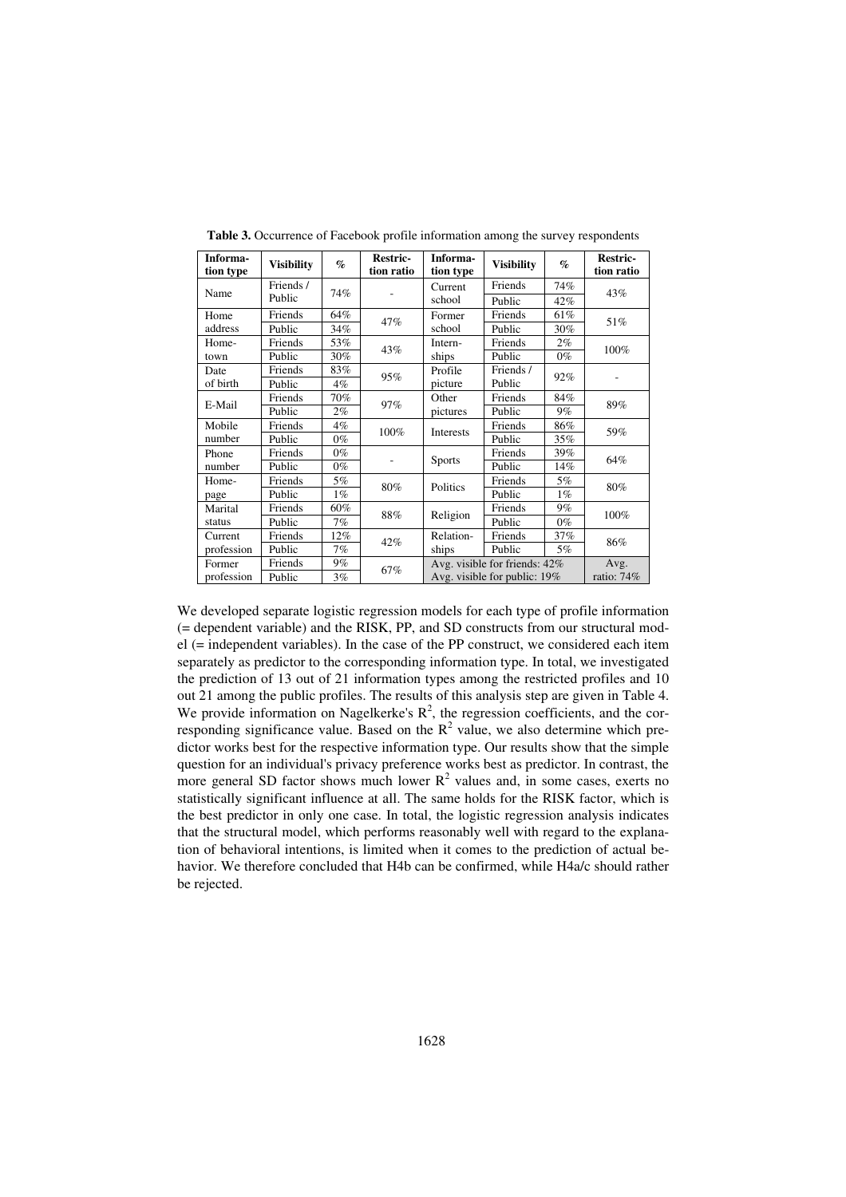**Table 3.** Occurrence of Facebook profile information among the survey respondents

| Information type | Visibility | % | Restriction ratio | Information type | Visibility | % | Restriction ratio |
|---|---|---|---|---|---|---|---|
| Name | Friends / Public | 74% | - | Current school | Friends | 74% | 43% |
| | | | | | Public | 42% | |
| Home address | Friends | 64% | 47% | Former school | Friends | 61% | 51% |
| | Public | 34% | | | Public | 30% | |
| Hometown | Friends | 53% | 43% | Internships | Friends | 2% | 100% |
| | Public | 30% | | | Public | 0% | |
| Date of birth | Friends | 83% | 95% | Profile picture | Friends / Public | 92% | - |
| | Public | 4% | | | | | |
| E-Mail | Friends | 70% | 97% | Other pictures | Friends | 84% | 89% |
| | Public | 2% | | | Public | 9% | |
| Mobile number | Friends | 4% | 100% | Interests | Friends | 86% | 59% |
| | Public | 0% | | | Public | 35% | |
| Phone number | Friends | 0% | - | Sports | Friends | 39% | 64% |
| | Public | 0% | | | Public | 14% | |
| Homepage | Friends | 5% | 80% | Politics | Friends | 5% | 80% |
| | Public | 1% | | | Public | 1% | |
| Marital status | Friends | 60% | 88% | Religion | Friends | 9% | 100% |
| | Public | 7% | | | Public | 0% | |
| Current profession | Friends | 12% | 42% | Relationships | Friends | 37% | 86% |
| | Public | 7% | | | Public | 5% | |
| Former profession | Friends | 9% | 67% | Avg. visible for friends: 42% | | | Avg. ratio: 74% |
| | Public | 3% | | Avg. visible for public: 19% | | | |

We developed separate logistic regression models for each type of profile information (= dependent variable) and the RISK, PP, and SD constructs from our structural model (= independent variables). In the case of the PP construct, we considered each item separately as predictor to the corresponding information type. In total, we investigated the prediction of 13 out of 21 information types among the restricted profiles and 10 out 21 among the public profiles. The results of this analysis step are given in Table 4. We provide information on Nagelkerke's $R^2$, the regression coefficients, and the corresponding significance value. Based on the $R^2$ value, we also determine which predictor works best for the respective information type. Our results show that the simple question for an individual's privacy preference works best as predictor. In contrast, the more general SD factor shows much lower $R^2$ values and, in some cases, exerts no statistically significant influence at all. The same holds for the RISK factor, which is the best predictor in only one case. In total, the logistic regression analysis indicates that the structural model, which performs reasonably well with regard to the explanation of behavioral intentions, is limited when it comes to the prediction of actual behavior. We therefore concluded that H4b can be confirmed, while H4a/c should rather be rejected.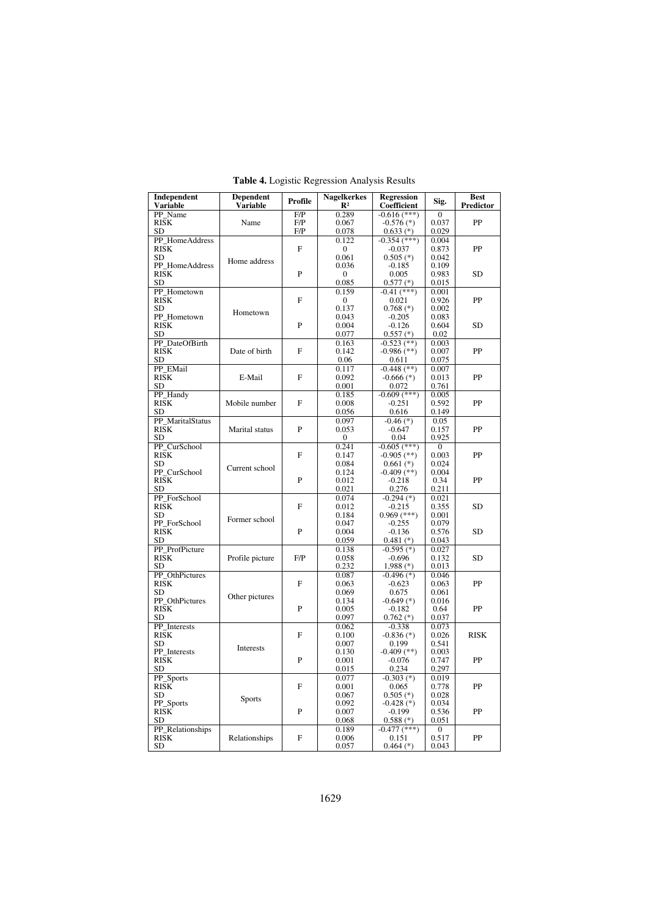**Table 4.** Logistic Regression Analysis Results

| Independent Variable | Dependent Variable | Profile | Nagelkerkes $R^2$ | Regression Coefficient | Sig. | Best Predictor |
|---|---|---|---|---|---|---|
| PP_Name | Name | F/P | 0.289 | -0.616 (***) | 0 | PP |
| RISK | | F/P | 0.067 | -0.576 (*) | 0.037 | |
| SD | | F/P | 0.078 | 0.633 (*) | 0.029 | |
| PP_HomeAddress | Home address | F | 0.122 | -0.354 (***) | 0.004 | PP |
| RISK | | | 0 | -0.037 | 0.873 | |
| SD | | | 0.061 | 0.505 (*) | 0.042 | |
| PP_HomeAddress | | P | 0.036 | -0.185 | 0.109 | SD |
| RISK | | | 0 | 0.005 | 0.983 | |
| SD | | | 0.085 | 0.577 (*) | 0.015 | |
| PP_Hometown | Hometown | F | 0.159 | -0.41 (***) | 0.001 | PP |
| RISK | | | 0 | 0.021 | 0.926 | |
| SD | | | 0.137 | 0.768 (*) | 0.002 | |
| PP_Hometown | | P | 0.043 | -0.205 | 0.083 | SD |
| RISK | | | 0.004 | -0.126 | 0.604 | |
| SD | | | 0.077 | 0.557 (*) | 0.02 | |
| PP_DateOfBirth | Date of birth | F | 0.163 | -0.523 (**) | 0.003 | PP |
| RISK | | | 0.142 | -0.986 (**) | 0.007 | |
| SD | | | 0.06 | 0.611 | 0.075 | |
| PP_EMail | E-Mail | F | 0.117 | -0.448 (**) | 0.007 | PP |
| RISK | | | 0.092 | -0.666 (*) | 0.013 | |
| SD | | | 0.001 | 0.072 | 0.761 | |
| PP_Handy | Mobile number | F | 0.185 | -0.609 (***) | 0.005 | PP |
| RISK | | | 0.008 | -0.251 | 0.592 | |
| SD | | | 0.056 | 0.616 | 0.149 | |
| PP_MaritalStatus | Marital status | P | 0.097 | -0.46 (*) | 0.05 | PP |
| RISK | | | 0.053 | -0.647 | 0.157 | |
| SD | | | 0 | 0.04 | 0.925 | |
| PP_CurSchool | Current school | F | 0.241 | -0.605 (***) | 0 | PP |
| RISK | | | 0.147 | -0.905 (**) | 0.003 | |
| SD | | | 0.084 | 0.661 (*) | 0.024 | |
| PP_CurSchool | | P | 0.124 | -0.409 (**) | 0.004 | PP |
| RISK | | | 0.012 | -0.218 | 0.34 | |
| SD | | | 0.021 | 0.276 | 0.211 | |
| PP_ForSchool | Former school | F | 0.074 | -0.294 (*) | 0.021 | SD |
| RISK | | | 0.012 | -0.215 | 0.355 | |
| SD | | | 0.184 | 0.969 (***) | 0.001 | |
| PP_ForSchool | | P | 0.047 | -0.255 | 0.079 | SD |
| RISK | | | 0.004 | -0.136 | 0.576 | |
| SD | | | 0.059 | 0.481 (*) | 0.043 | |
| PP_ProfPicture | Profile picture | F/P | 0.138 | -0.595 (*) | 0.027 | SD |
| RISK | | | 0.058 | -0.696 | 0.132 | |
| SD | | | 0.232 | 1,988 (*) | 0.013 | |
| PP_OthPictures | Other pictures | F | 0.087 | -0.496 (*) | 0.046 | PP |
| RISK | | | 0.063 | -0.623 | 0.063 | |
| SD | | | 0.069 | 0.675 | 0.061 | |
| PP_OthPictures | | P | 0.134 | -0.649 (*) | 0.016 | PP |
| RISK | | | 0.005 | -0.182 | 0.64 | |
| SD | | | 0.097 | 0.762 (*) | 0.037 | |
| PP_Interests | Interests | F | 0.062 | -0.338 | 0.073 | RISK |
| RISK | | | 0.100 | -0.836 (*) | 0.026 | |
| SD | | | 0.007 | 0.199 | 0.541 | |
| PP_Interests | | P | 0.130 | -0.409 (**) | 0.003 | PP |
| RISK | | | 0.001 | -0.076 | 0.747 | |
| SD | | | 0.015 | 0.234 | 0.297 | |
| PP_Sports | Sports | F | 0.077 | -0.303 (*) | 0.019 | PP |
| RISK | | | 0.001 | 0.065 | 0.778 | |
| SD | | | 0.067 | 0.505 (*) | 0.028 | |
| PP_Sports | | P | 0.092 | -0.428 (*) | 0.034 | PP |
| RISK | | | 0.007 | -0.199 | 0.536 | |
| SD | | | 0.068 | 0.588 (*) | 0.051 | |
| PP_Relationships | Relationships | F | 0.189 | -0.477 (***) | 0 | PP |
| RISK | | | 0.006 | 0.151 | 0.517 | |
| SD | | | 0.057 | 0.464 (*) | 0.043 | |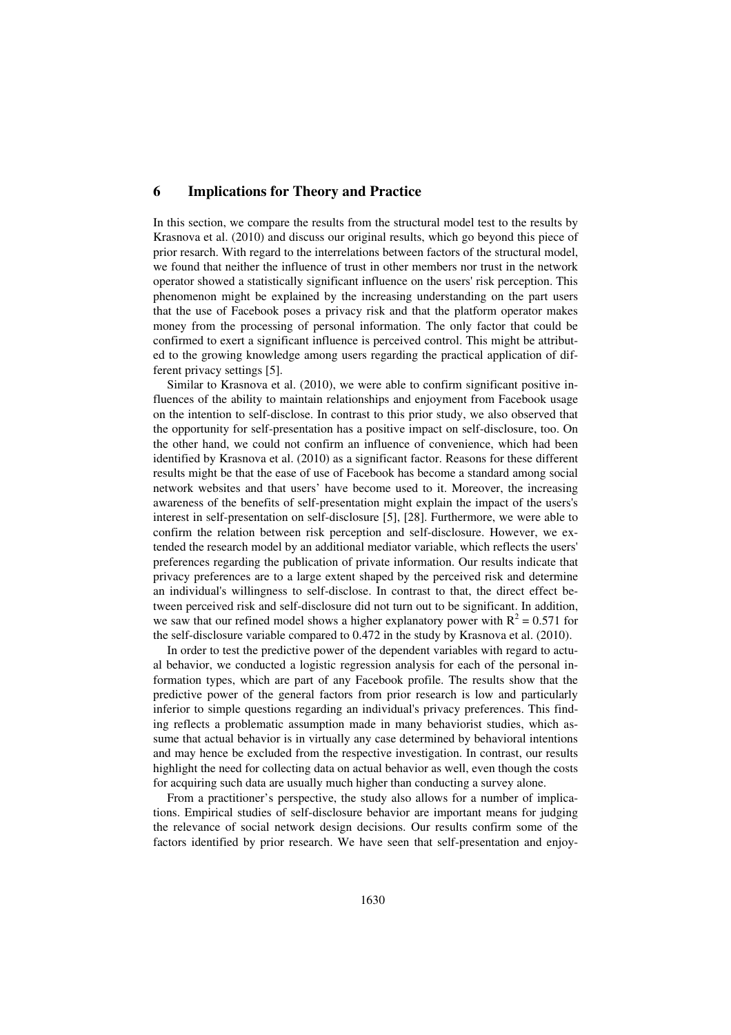## 6 Implications for Theory and Practice

In this section, we compare the results from the structural model test to the results by Krasnova et al. (2010) and discuss our original results, which go beyond this piece of prior resarch. With regard to the interrelations between factors of the structural model, we found that neither the influence of trust in other members nor trust in the network operator showed a statistically significant influence on the users' risk perception. This phenomenon might be explained by the increasing understanding on the part users that the use of Facebook poses a privacy risk and that the platform operator makes money from the processing of personal information. The only factor that could be confirmed to exert a significant influence is perceived control. This might be attributed to the growing knowledge among users regarding the practical application of different privacy settings [5].

Similar to Krasnova et al. (2010), we were able to confirm significant positive influences of the ability to maintain relationships and enjoyment from Facebook usage on the intention to self-disclose. In contrast to this prior study, we also observed that the opportunity for self-presentation has a positive impact on self-disclosure, too. On the other hand, we could not confirm an influence of convenience, which had been identified by Krasnova et al. (2010) as a significant factor. Reasons for these different results might be that the ease of use of Facebook has become a standard among social network websites and that users' have become used to it. Moreover, the increasing awareness of the benefits of self-presentation might explain the impact of the users's interest in self-presentation on self-disclosure [5], [28]. Furthermore, we were able to confirm the relation between risk perception and self-disclosure. However, we extended the research model by an additional mediator variable, which reflects the users' preferences regarding the publication of private information. Our results indicate that privacy preferences are to a large extent shaped by the perceived risk and determine an individual's willingness to self-disclose. In contrast to that, the direct effect between perceived risk and self-disclosure did not turn out to be significant. In addition, we saw that our refined model shows a higher explanatory power with $R^2 = 0.571$ for the self-disclosure variable compared to 0.472 in the study by Krasnova et al. (2010).

In order to test the predictive power of the dependent variables with regard to actual behavior, we conducted a logistic regression analysis for each of the personal information types, which are part of any Facebook profile. The results show that the predictive power of the general factors from prior research is low and particularly inferior to simple questions regarding an individual's privacy preferences. This finding reflects a problematic assumption made in many behaviorist studies, which assume that actual behavior is in virtually any case determined by behavioral intentions and may hence be excluded from the respective investigation. In contrast, our results highlight the need for collecting data on actual behavior as well, even though the costs for acquiring such data are usually much higher than conducting a survey alone.

From a practitioner's perspective, the study also allows for a number of implications. Empirical studies of self-disclosure behavior are important means for judging the relevance of social network design decisions. Our results confirm some of the factors identified by prior research. We have seen that self-presentation and enjoy-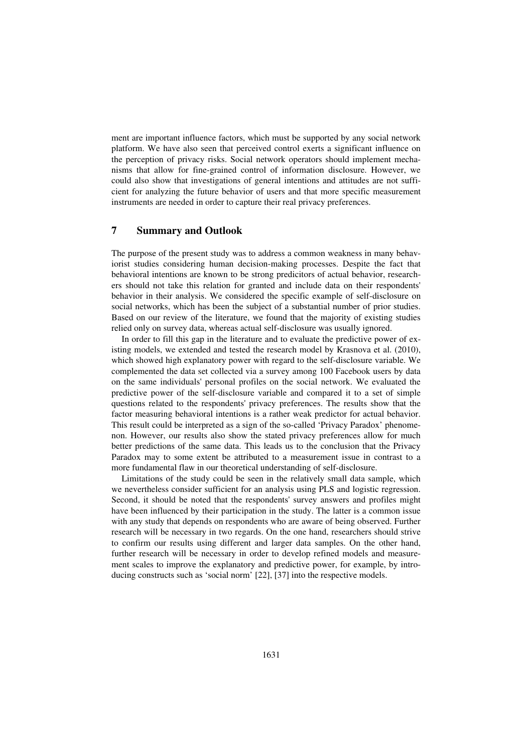ment are important influence factors, which must be supported by any social network platform. We have also seen that perceived control exerts a significant influence on the perception of privacy risks. Social network operators should implement mechanisms that allow for fine-grained control of information disclosure. However, we could also show that investigations of general intentions and attitudes are not sufficient for analyzing the future behavior of users and that more specific measurement instruments are needed in order to capture their real privacy preferences.

## 7 Summary and Outlook

The purpose of the present study was to address a common weakness in many behaviorist studies considering human decision-making processes. Despite the fact that behavioral intentions are known to be strong predicitors of actual behavior, researchers should not take this relation for granted and include data on their respondents' behavior in their analysis. We considered the specific example of self-disclosure on social networks, which has been the subject of a substantial number of prior studies. Based on our review of the literature, we found that the majority of existing studies relied only on survey data, whereas actual self-disclosure was usually ignored.

In order to fill this gap in the literature and to evaluate the predictive power of existing models, we extended and tested the research model by Krasnova et al. (2010), which showed high explanatory power with regard to the self-disclosure variable. We complemented the data set collected via a survey among 100 Facebook users by data on the same individuals' personal profiles on the social network. We evaluated the predictive power of the self-disclosure variable and compared it to a set of simple questions related to the respondents' privacy preferences. The results show that the factor measuring behavioral intentions is a rather weak predictor for actual behavior. This result could be interpreted as a sign of the so-called 'Privacy Paradox' phenomenon. However, our results also show the stated privacy preferences allow for much better predictions of the same data. This leads us to the conclusion that the Privacy Paradox may to some extent be attributed to a measurement issue in contrast to a more fundamental flaw in our theoretical understanding of self-disclosure.

Limitations of the study could be seen in the relatively small data sample, which we nevertheless consider sufficient for an analysis using PLS and logistic regression. Second, it should be noted that the respondents' survey answers and profiles might have been influenced by their participation in the study. The latter is a common issue with any study that depends on respondents who are aware of being observed. Further research will be necessary in two regards. On the one hand, researchers should strive to confirm our results using different and larger data samples. On the other hand, further research will be necessary in order to develop refined models and measurement scales to improve the explanatory and predictive power, for example, by introducing constructs such as 'social norm' [22], [37] into the respective models.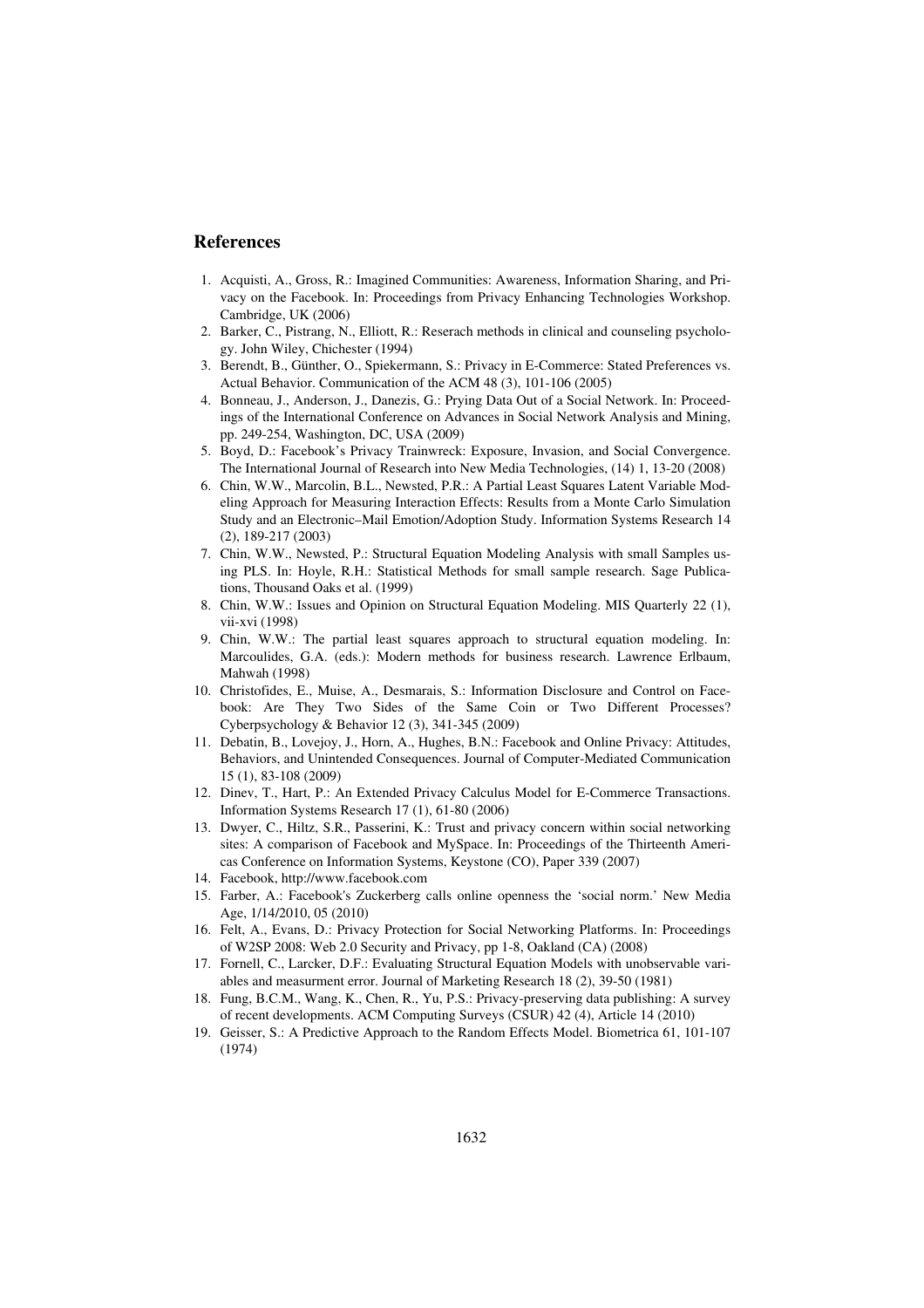## References

1. Acquisti, A., Gross, R.: Imagined Communities: Awareness, Information Sharing, and Privacy on the Facebook. In: Proceedings from Privacy Enhancing Technologies Workshop. Cambridge, UK (2006)
2. Barker, C., Pistrang, N., Elliott, R.: Reserach methods in clinical and counseling psychology. John Wiley, Chichester (1994)
3. Berendt, B., Günther, O., Spiekermann, S.: Privacy in E-Commerce: Stated Preferences vs. Actual Behavior. Communication of the ACM 48 (3), 101-106 (2005)
4. Bonneau, J., Anderson, J., Danezis, G.: Prying Data Out of a Social Network. In: Proceedings of the International Conference on Advances in Social Network Analysis and Mining, pp. 249-254, Washington, DC, USA (2009)
5. Boyd, D.: Facebook's Privacy Trainwreck: Exposure, Invasion, and Social Convergence. The International Journal of Research into New Media Technologies, (14) 1, 13-20 (2008)
6. Chin, W.W., Marcolin, B.L., Newsted, P.R.: A Partial Least Squares Latent Variable Modeling Approach for Measuring Interaction Effects: Results from a Monte Carlo Simulation Study and an Electronic–Mail Emotion/Adoption Study. Information Systems Research 14 (2), 189-217 (2003)
7. Chin, W.W., Newsted, P.: Structural Equation Modeling Analysis with small Samples using PLS. In: Hoyle, R.H.: Statistical Methods for small sample research. Sage Publications, Thousand Oaks et al. (1999)
8. Chin, W.W.: Issues and Opinion on Structural Equation Modeling. MIS Quarterly 22 (1), vii-xvi (1998)
9. Chin, W.W.: The partial least squares approach to structural equation modeling. In: Marcoulides, G.A. (eds.): Modern methods for business research. Lawrence Erlbaum, Mahwah (1998)
10. Christofides, E., Muise, A., Desmarais, S.: Information Disclosure and Control on Facebook: Are They Two Sides of the Same Coin or Two Different Processes? Cyberpsychology & Behavior 12 (3), 341-345 (2009)
11. Debatin, B., Lovejoy, J., Horn, A., Hughes, B.N.: Facebook and Online Privacy: Attitudes, Behaviors, and Unintended Consequences. Journal of Computer-Mediated Communication 15 (1), 83-108 (2009)
12. Dinev, T., Hart, P.: An Extended Privacy Calculus Model for E-Commerce Transactions. Information Systems Research 17 (1), 61-80 (2006)
13. Dwyer, C., Hiltz, S.R., Passerini, K.: Trust and privacy concern within social networking sites: A comparison of Facebook and MySpace. In: Proceedings of the Thirteenth Americas Conference on Information Systems, Keystone (CO), Paper 339 (2007)
14. Facebook, http://www.facebook.com
15. Farber, A.: Facebook's Zuckerberg calls online openness the 'social norm.' New Media Age, 1/14/2010, 05 (2010)
16. Felt, A., Evans, D.: Privacy Protection for Social Networking Platforms. In: Proceedings of W2SP 2008: Web 2.0 Security and Privacy, pp 1-8, Oakland (CA) (2008)
17. Fornell, C., Larcker, D.F.: Evaluating Structural Equation Models with unobservable variables and measurment error. Journal of Marketing Research 18 (2), 39-50 (1981)
18. Fung, B.C.M., Wang, K., Chen, R., Yu, P.S.: Privacy-preserving data publishing: A survey of recent developments. ACM Computing Surveys (CSUR) 42 (4), Article 14 (2010)
19. Geisser, S.: A Predictive Approach to the Random Effects Model. Biometrica 61, 101-107 (1974)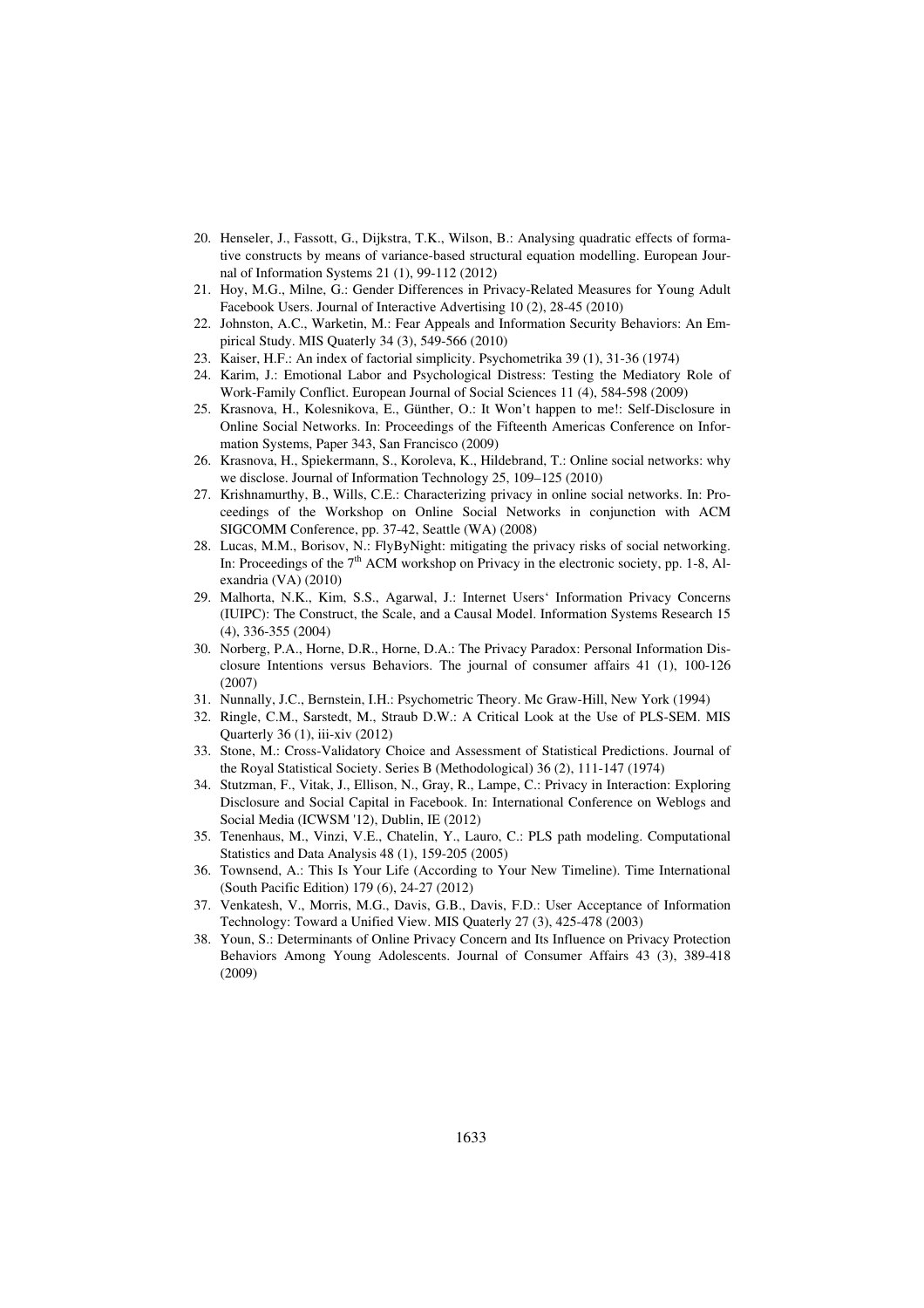20. Henseler, J., Fassott, G., Dijkstra, T.K., Wilson, B.: Analysing quadratic effects of formative constructs by means of variance-based structural equation modelling. European Journal of Information Systems 21 (1), 99-112 (2012)
21. Hoy, M.G., Milne, G.: Gender Differences in Privacy-Related Measures for Young Adult Facebook Users. Journal of Interactive Advertising 10 (2), 28-45 (2010)
22. Johnston, A.C., Warketin, M.: Fear Appeals and Information Security Behaviors: An Empirical Study. MIS Quaterly 34 (3), 549-566 (2010)
23. Kaiser, H.F.: An index of factorial simplicity. Psychometrika 39 (1), 31-36 (1974)
24. Karim, J.: Emotional Labor and Psychological Distress: Testing the Mediatory Role of Work-Family Conflict. European Journal of Social Sciences 11 (4), 584-598 (2009)
25. Krasnova, H., Kolesnikova, E., Günther, O.: It Won't happen to me!: Self-Disclosure in Online Social Networks. In: Proceedings of the Fifteenth Americas Conference on Information Systems, Paper 343, San Francisco (2009)
26. Krasnova, H., Spiekermann, S., Koroleva, K., Hildebrand, T.: Online social networks: why we disclose. Journal of Information Technology 25, 109–125 (2010)
27. Krishnamurthy, B., Wills, C.E.: Characterizing privacy in online social networks. In: Proceedings of the Workshop on Online Social Networks in conjunction with ACM SIGCOMM Conference, pp. 37-42, Seattle (WA) (2008)
28. Lucas, M.M., Borisov, N.: FlyByNight: mitigating the privacy risks of social networking. In: Proceedings of the 7th ACM workshop on Privacy in the electronic society, pp. 1-8, Alexandria (VA) (2010)
29. Malhorta, N.K., Kim, S.S., Agarwal, J.: Internet Users' Information Privacy Concerns (IUIPC): The Construct, the Scale, and a Causal Model. Information Systems Research 15 (4), 336-355 (2004)
30. Norberg, P.A., Horne, D.R., Horne, D.A.: The Privacy Paradox: Personal Information Disclosure Intentions versus Behaviors. The journal of consumer affairs 41 (1), 100-126 (2007)
31. Nunnally, J.C., Bernstein, I.H.: Psychometric Theory. Mc Graw-Hill, New York (1994)
32. Ringle, C.M., Sarstedt, M., Straub D.W.: A Critical Look at the Use of PLS-SEM. MIS Quarterly 36 (1), iii-xiv (2012)
33. Stone, M.: Cross-Validatory Choice and Assessment of Statistical Predictions. Journal of the Royal Statistical Society. Series B (Methodological) 36 (2), 111-147 (1974)
34. Stutzman, F., Vitak, J., Ellison, N., Gray, R., Lampe, C.: Privacy in Interaction: Exploring Disclosure and Social Capital in Facebook. In: International Conference on Weblogs and Social Media (ICWSM '12), Dublin, IE (2012)
35. Tenenhaus, M., Vinzi, V.E., Chatelin, Y., Lauro, C.: PLS path modeling. Computational Statistics and Data Analysis 48 (1), 159-205 (2005)
36. Townsend, A.: This Is Your Life (According to Your New Timeline). Time International (South Pacific Edition) 179 (6), 24-27 (2012)
37. Venkatesh, V., Morris, M.G., Davis, G.B., Davis, F.D.: User Acceptance of Information Technology: Toward a Unified View. MIS Quaterly 27 (3), 425-478 (2003)
38. Youn, S.: Determinants of Online Privacy Concern and Its Influence on Privacy Protection Behaviors Among Young Adolescents. Journal of Consumer Affairs 43 (3), 389-418 (2009)